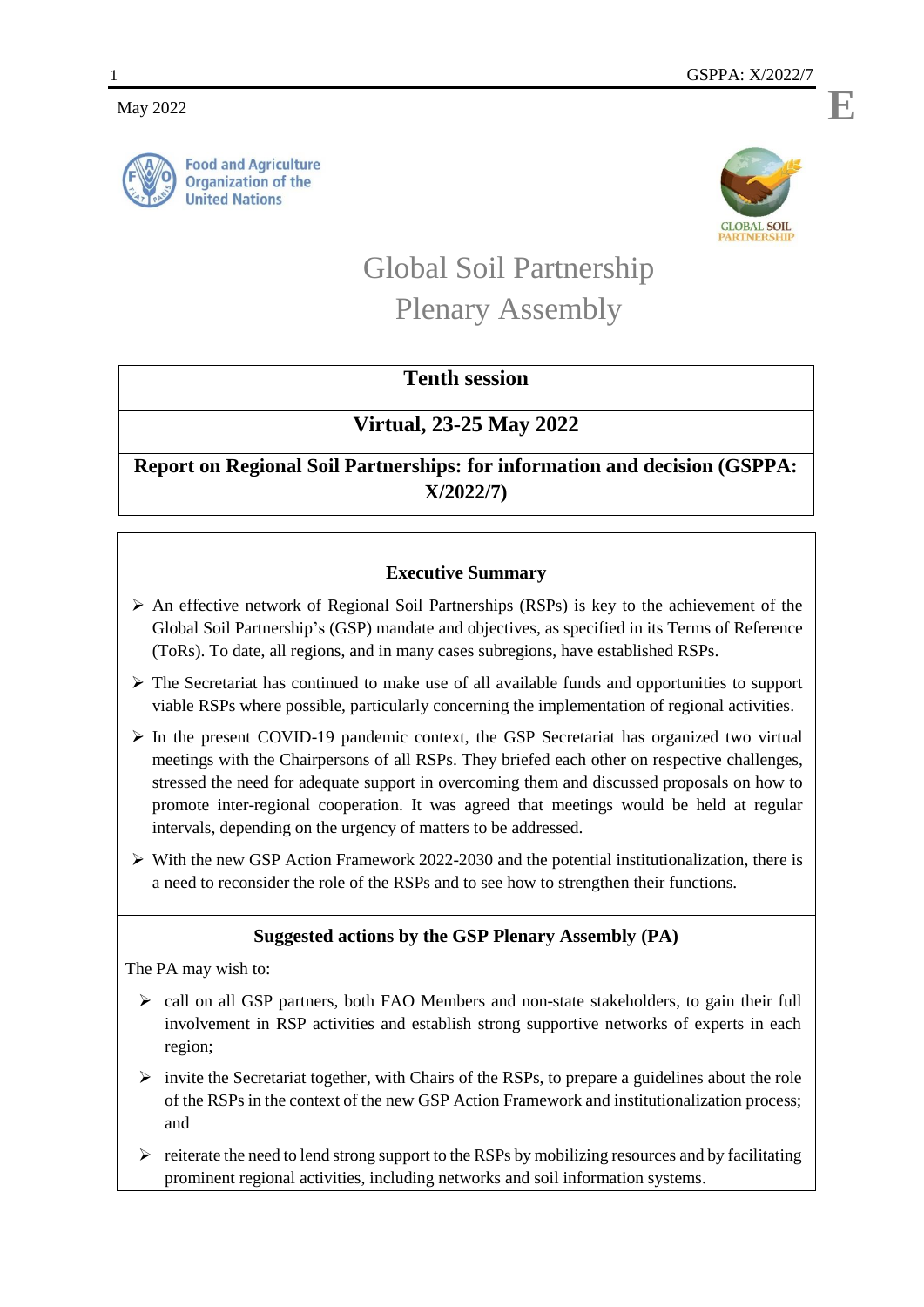May 2022

Food and Agriculture Organization of the United Nations

GLOBAL SOIL PARTNERSHIP

# Global Soil Partnership Plenary Assembly

**Tenth session**

**Virtual, 23-25 May 2022**

**Report on Regional Soil Partnerships: for information and decision (GSPPA: X/2022/7)**

## Executive Summary

- An effective network of Regional Soil Partnerships (RSPs) is key to the achievement of the Global Soil Partnership's (GSP) mandate and objectives, as specified in its Terms of Reference (ToRs). To date, all regions, and in many cases subregions, have established RSPs.
- The Secretariat has continued to make use of all available funds and opportunities to support viable RSPs where possible, particularly concerning the implementation of regional activities.
- In the present COVID-19 pandemic context, the GSP Secretariat has organized two virtual meetings with the Chairpersons of all RSPs. They briefed each other on respective challenges, stressed the need for adequate support in overcoming them and discussed proposals on how to promote inter-regional cooperation. It was agreed that meetings would be held at regular intervals, depending on the urgency of matters to be addressed.
- With the new GSP Action Framework 2022-2030 and the potential institutionalization, there is a need to reconsider the role of the RSPs and to see how to strengthen their functions.

## Suggested actions by the GSP Plenary Assembly (PA)

The PA may wish to:

- call on all GSP partners, both FAO Members and non-state stakeholders, to gain their full involvement in RSP activities and establish strong supportive networks of experts in each region;
- invite the Secretariat together, with Chairs of the RSPs, to prepare a guidelines about the role of the RSPs in the context of the new GSP Action Framework and institutionalization process; and
- reiterate the need to lend strong support to the RSPs by mobilizing resources and by facilitating prominent regional activities, including networks and soil information systems.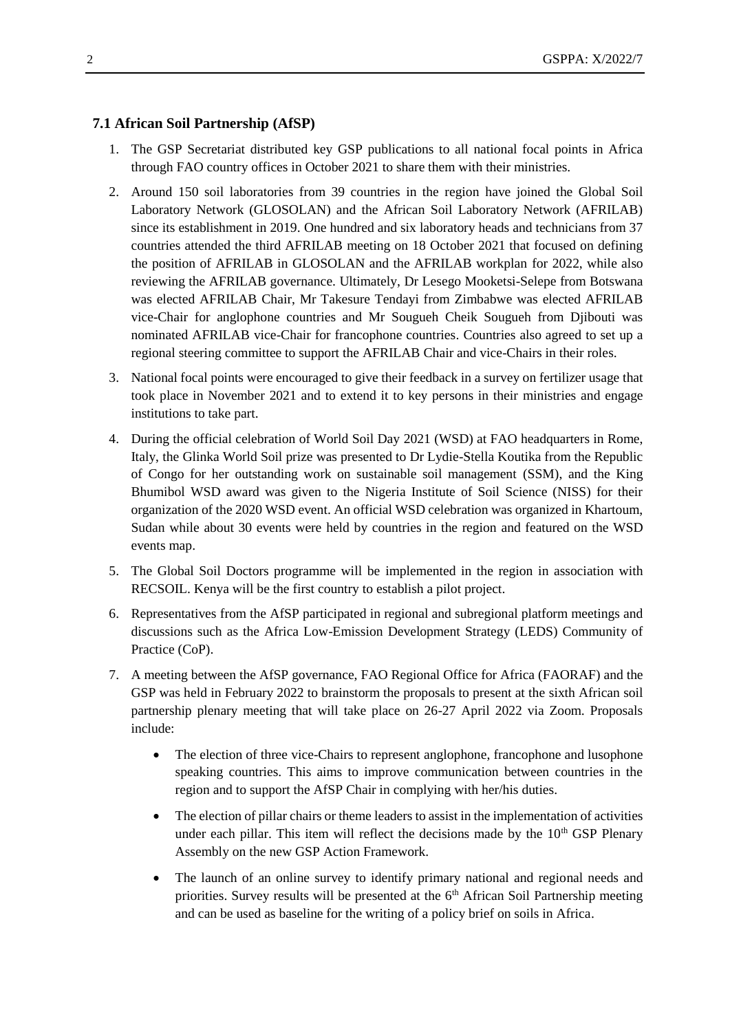### 7.1 African Soil Partnership (AfSP)

1. The GSP Secretariat distributed key GSP publications to all national focal points in Africa through FAO country offices in October 2021 to share them with their ministries.
2. Around 150 soil laboratories from 39 countries in the region have joined the Global Soil Laboratory Network (GLOSOLAN) and the African Soil Laboratory Network (AFRILAB) since its establishment in 2019. One hundred and six laboratory heads and technicians from 37 countries attended the third AFRILAB meeting on 18 October 2021 that focused on defining the position of AFRILAB in GLOSOLAN and the AFRILAB workplan for 2022, while also reviewing the AFRILAB governance. Ultimately, Dr Lesego Mooketsi-Selepe from Botswana was elected AFRILAB Chair, Mr Takesure Tendayi from Zimbabwe was elected AFRILAB vice-Chair for anglophone countries and Mr Sougueh Cheik Sougueh from Djibouti was nominated AFRILAB vice-Chair for francophone countries. Countries also agreed to set up a regional steering committee to support the AFRILAB Chair and vice-Chairs in their roles.
3. National focal points were encouraged to give their feedback in a survey on fertilizer usage that took place in November 2021 and to extend it to key persons in their ministries and engage institutions to take part.
4. During the official celebration of World Soil Day 2021 (WSD) at FAO headquarters in Rome, Italy, the Glinka World Soil prize was presented to Dr Lydie-Stella Koutika from the Republic of Congo for her outstanding work on sustainable soil management (SSM), and the King Bhumibol WSD award was given to the Nigeria Institute of Soil Science (NISS) for their organization of the 2020 WSD event. An official WSD celebration was organized in Khartoum, Sudan while about 30 events were held by countries in the region and featured on the WSD events map.
5. The Global Soil Doctors programme will be implemented in the region in association with RECSOIL. Kenya will be the first country to establish a pilot project.
6. Representatives from the AfSP participated in regional and subregional platform meetings and discussions such as the Africa Low-Emission Development Strategy (LEDS) Community of Practice (CoP).
7. A meeting between the AfSP governance, FAO Regional Office for Africa (FAORAF) and the GSP was held in February 2022 to brainstorm the proposals to present at the sixth African soil partnership plenary meeting that will take place on 26-27 April 2022 via Zoom. Proposals include:
   - The election of three vice-Chairs to represent anglophone, francophone and lusophone speaking countries. This aims to improve communication between countries in the region and to support the AfSP Chair in complying with her/his duties.
   - The election of pillar chairs or theme leaders to assist in the implementation of activities under each pillar. This item will reflect the decisions made by the 10th GSP Plenary Assembly on the new GSP Action Framework.
   - The launch of an online survey to identify primary national and regional needs and priorities. Survey results will be presented at the 6th African Soil Partnership meeting and can be used as baseline for the writing of a policy brief on soils in Africa.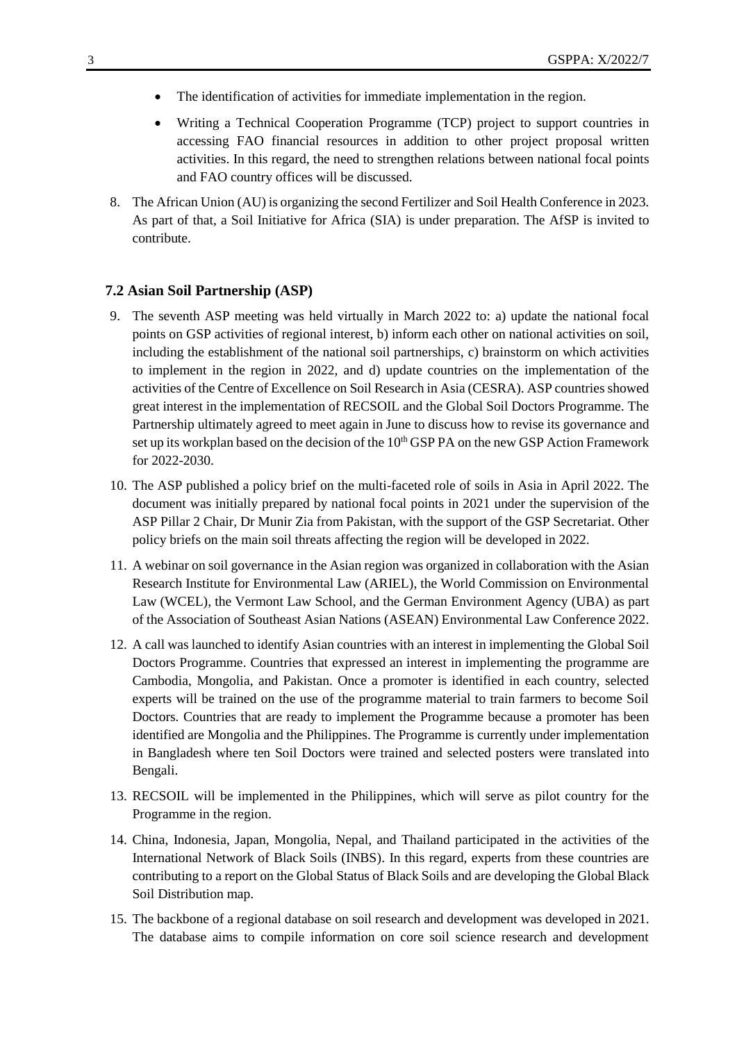- The identification of activities for immediate implementation in the region.
- Writing a Technical Cooperation Programme (TCP) project to support countries in accessing FAO financial resources in addition to other project proposal written activities. In this regard, the need to strengthen relations between national focal points and FAO country offices will be discussed.

8. The African Union (AU) is organizing the second Fertilizer and Soil Health Conference in 2023. As part of that, a Soil Initiative for Africa (SIA) is under preparation. The AfSP is invited to contribute.

### 7.2 Asian Soil Partnership (ASP)

9. The seventh ASP meeting was held virtually in March 2022 to: a) update the national focal points on GSP activities of regional interest, b) inform each other on national activities on soil, including the establishment of the national soil partnerships, c) brainstorm on which activities to implement in the region in 2022, and d) update countries on the implementation of the activities of the Centre of Excellence on Soil Research in Asia (CESRA). ASP countries showed great interest in the implementation of RECSOIL and the Global Soil Doctors Programme. The Partnership ultimately agreed to meet again in June to discuss how to revise its governance and set up its workplan based on the decision of the 10th GSP PA on the new GSP Action Framework for 2022-2030.

10. The ASP published a policy brief on the multi-faceted role of soils in Asia in April 2022. The document was initially prepared by national focal points in 2021 under the supervision of the ASP Pillar 2 Chair, Dr Munir Zia from Pakistan, with the support of the GSP Secretariat. Other policy briefs on the main soil threats affecting the region will be developed in 2022.

11. A webinar on soil governance in the Asian region was organized in collaboration with the Asian Research Institute for Environmental Law (ARIEL), the World Commission on Environmental Law (WCEL), the Vermont Law School, and the German Environment Agency (UBA) as part of the Association of Southeast Asian Nations (ASEAN) Environmental Law Conference 2022.

12. A call was launched to identify Asian countries with an interest in implementing the Global Soil Doctors Programme. Countries that expressed an interest in implementing the programme are Cambodia, Mongolia, and Pakistan. Once a promoter is identified in each country, selected experts will be trained on the use of the programme material to train farmers to become Soil Doctors. Countries that are ready to implement the Programme because a promoter has been identified are Mongolia and the Philippines. The Programme is currently under implementation in Bangladesh where ten Soil Doctors were trained and selected posters were translated into Bengali.

13. RECSOIL will be implemented in the Philippines, which will serve as pilot country for the Programme in the region.

14. China, Indonesia, Japan, Mongolia, Nepal, and Thailand participated in the activities of the International Network of Black Soils (INBS). In this regard, experts from these countries are contributing to a report on the Global Status of Black Soils and are developing the Global Black Soil Distribution map.

15. The backbone of a regional database on soil research and development was developed in 2021. The database aims to compile information on core soil science research and development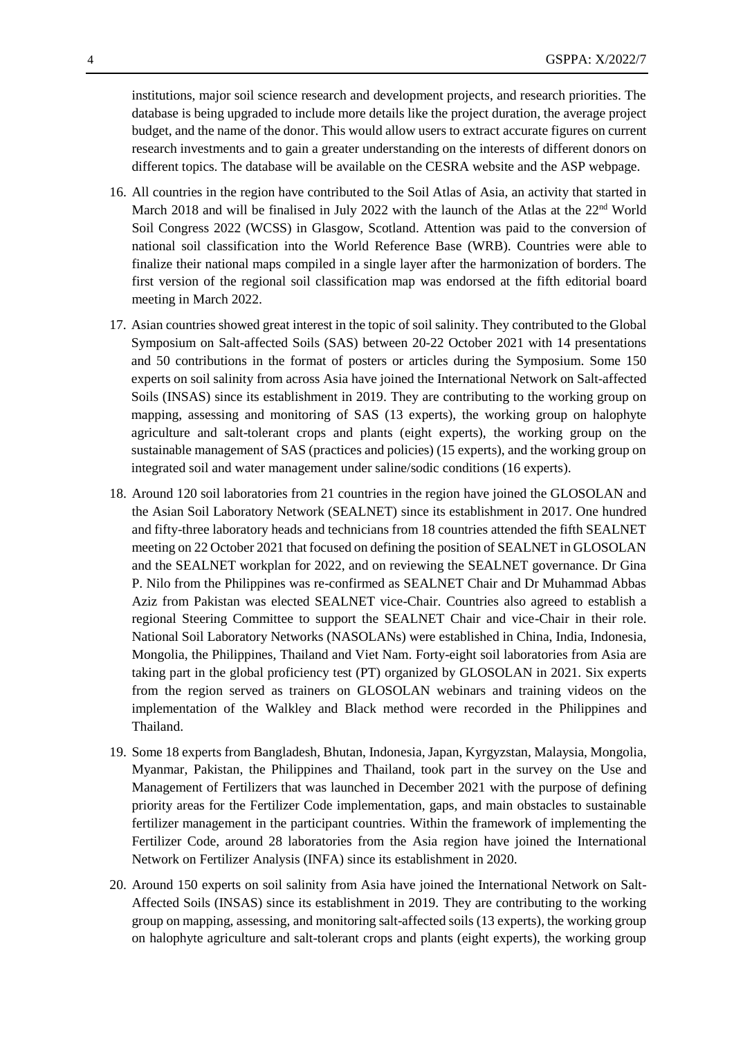institutions, major soil science research and development projects, and research priorities. The database is being upgraded to include more details like the project duration, the average project budget, and the name of the donor. This would allow users to extract accurate figures on current research investments and to gain a greater understanding on the interests of different donors on different topics. The database will be available on the CESRA website and the ASP webpage.

16. All countries in the region have contributed to the Soil Atlas of Asia, an activity that started in March 2018 and will be finalised in July 2022 with the launch of the Atlas at the 22nd World Soil Congress 2022 (WCSS) in Glasgow, Scotland. Attention was paid to the conversion of national soil classification into the World Reference Base (WRB). Countries were able to finalize their national maps compiled in a single layer after the harmonization of borders. The first version of the regional soil classification map was endorsed at the fifth editorial board meeting in March 2022.

17. Asian countries showed great interest in the topic of soil salinity. They contributed to the Global Symposium on Salt-affected Soils (SAS) between 20-22 October 2021 with 14 presentations and 50 contributions in the format of posters or articles during the Symposium. Some 150 experts on soil salinity from across Asia have joined the International Network on Salt-affected Soils (INSAS) since its establishment in 2019. They are contributing to the working group on mapping, assessing and monitoring of SAS (13 experts), the working group on halophyte agriculture and salt-tolerant crops and plants (eight experts), the working group on the sustainable management of SAS (practices and policies) (15 experts), and the working group on integrated soil and water management under saline/sodic conditions (16 experts).

18. Around 120 soil laboratories from 21 countries in the region have joined the GLOSOLAN and the Asian Soil Laboratory Network (SEALNET) since its establishment in 2017. One hundred and fifty-three laboratory heads and technicians from 18 countries attended the fifth SEALNET meeting on 22 October 2021 that focused on defining the position of SEALNET in GLOSOLAN and the SEALNET workplan for 2022, and on reviewing the SEALNET governance. Dr Gina P. Nilo from the Philippines was re-confirmed as SEALNET Chair and Dr Muhammad Abbas Aziz from Pakistan was elected SEALNET vice-Chair. Countries also agreed to establish a regional Steering Committee to support the SEALNET Chair and vice-Chair in their role. National Soil Laboratory Networks (NASOLANs) were established in China, India, Indonesia, Mongolia, the Philippines, Thailand and Viet Nam. Forty-eight soil laboratories from Asia are taking part in the global proficiency test (PT) organized by GLOSOLAN in 2021. Six experts from the region served as trainers on GLOSOLAN webinars and training videos on the implementation of the Walkley and Black method were recorded in the Philippines and Thailand.

19. Some 18 experts from Bangladesh, Bhutan, Indonesia, Japan, Kyrgyzstan, Malaysia, Mongolia, Myanmar, Pakistan, the Philippines and Thailand, took part in the survey on the Use and Management of Fertilizers that was launched in December 2021 with the purpose of defining priority areas for the Fertilizer Code implementation, gaps, and main obstacles to sustainable fertilizer management in the participant countries. Within the framework of implementing the Fertilizer Code, around 28 laboratories from the Asia region have joined the International Network on Fertilizer Analysis (INFA) since its establishment in 2020.

20. Around 150 experts on soil salinity from Asia have joined the International Network on Salt-Affected Soils (INSAS) since its establishment in 2019. They are contributing to the working group on mapping, assessing, and monitoring salt-affected soils (13 experts), the working group on halophyte agriculture and salt-tolerant crops and plants (eight experts), the working group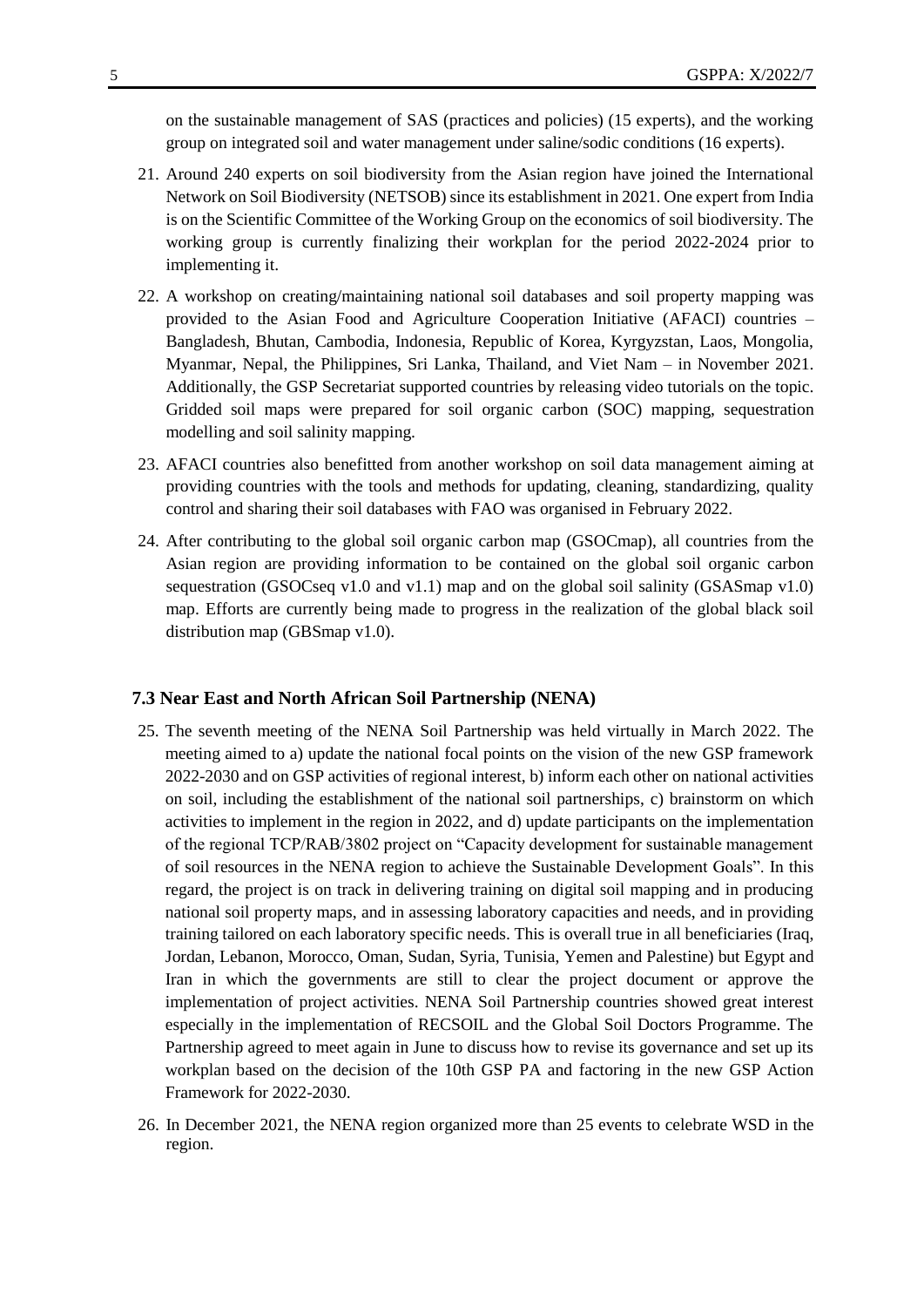on the sustainable management of SAS (practices and policies) (15 experts), and the working group on integrated soil and water management under saline/sodic conditions (16 experts).

21. Around 240 experts on soil biodiversity from the Asian region have joined the International Network on Soil Biodiversity (NETSOB) since its establishment in 2021. One expert from India is on the Scientific Committee of the Working Group on the economics of soil biodiversity. The working group is currently finalizing their workplan for the period 2022-2024 prior to implementing it.

22. A workshop on creating/maintaining national soil databases and soil property mapping was provided to the Asian Food and Agriculture Cooperation Initiative (AFACI) countries – Bangladesh, Bhutan, Cambodia, Indonesia, Republic of Korea, Kyrgyzstan, Laos, Mongolia, Myanmar, Nepal, the Philippines, Sri Lanka, Thailand, and Viet Nam – in November 2021. Additionally, the GSP Secretariat supported countries by releasing video tutorials on the topic. Gridded soil maps were prepared for soil organic carbon (SOC) mapping, sequestration modelling and soil salinity mapping.

23. AFACI countries also benefitted from another workshop on soil data management aiming at providing countries with the tools and methods for updating, cleaning, standardizing, quality control and sharing their soil databases with FAO was organised in February 2022.

24. After contributing to the global soil organic carbon map (GSOCmap), all countries from the Asian region are providing information to be contained on the global soil organic carbon sequestration (GSOCseq v1.0 and v1.1) map and on the global soil salinity (GSASmap v1.0) map. Efforts are currently being made to progress in the realization of the global black soil distribution map (GBSmap v1.0).

### 7.3 Near East and North African Soil Partnership (NENA)

25. The seventh meeting of the NENA Soil Partnership was held virtually in March 2022. The meeting aimed to a) update the national focal points on the vision of the new GSP framework 2022-2030 and on GSP activities of regional interest, b) inform each other on national activities on soil, including the establishment of the national soil partnerships, c) brainstorm on which activities to implement in the region in 2022, and d) update participants on the implementation of the regional TCP/RAB/3802 project on "Capacity development for sustainable management of soil resources in the NENA region to achieve the Sustainable Development Goals". In this regard, the project is on track in delivering training on digital soil mapping and in producing national soil property maps, and in assessing laboratory capacities and needs, and in providing training tailored on each laboratory specific needs. This is overall true in all beneficiaries (Iraq, Jordan, Lebanon, Morocco, Oman, Sudan, Syria, Tunisia, Yemen and Palestine) but Egypt and Iran in which the governments are still to clear the project document or approve the implementation of project activities. NENA Soil Partnership countries showed great interest especially in the implementation of RECSOIL and the Global Soil Doctors Programme. The Partnership agreed to meet again in June to discuss how to revise its governance and set up its workplan based on the decision of the 10th GSP PA and factoring in the new GSP Action Framework for 2022-2030.

26. In December 2021, the NENA region organized more than 25 events to celebrate WSD in the region.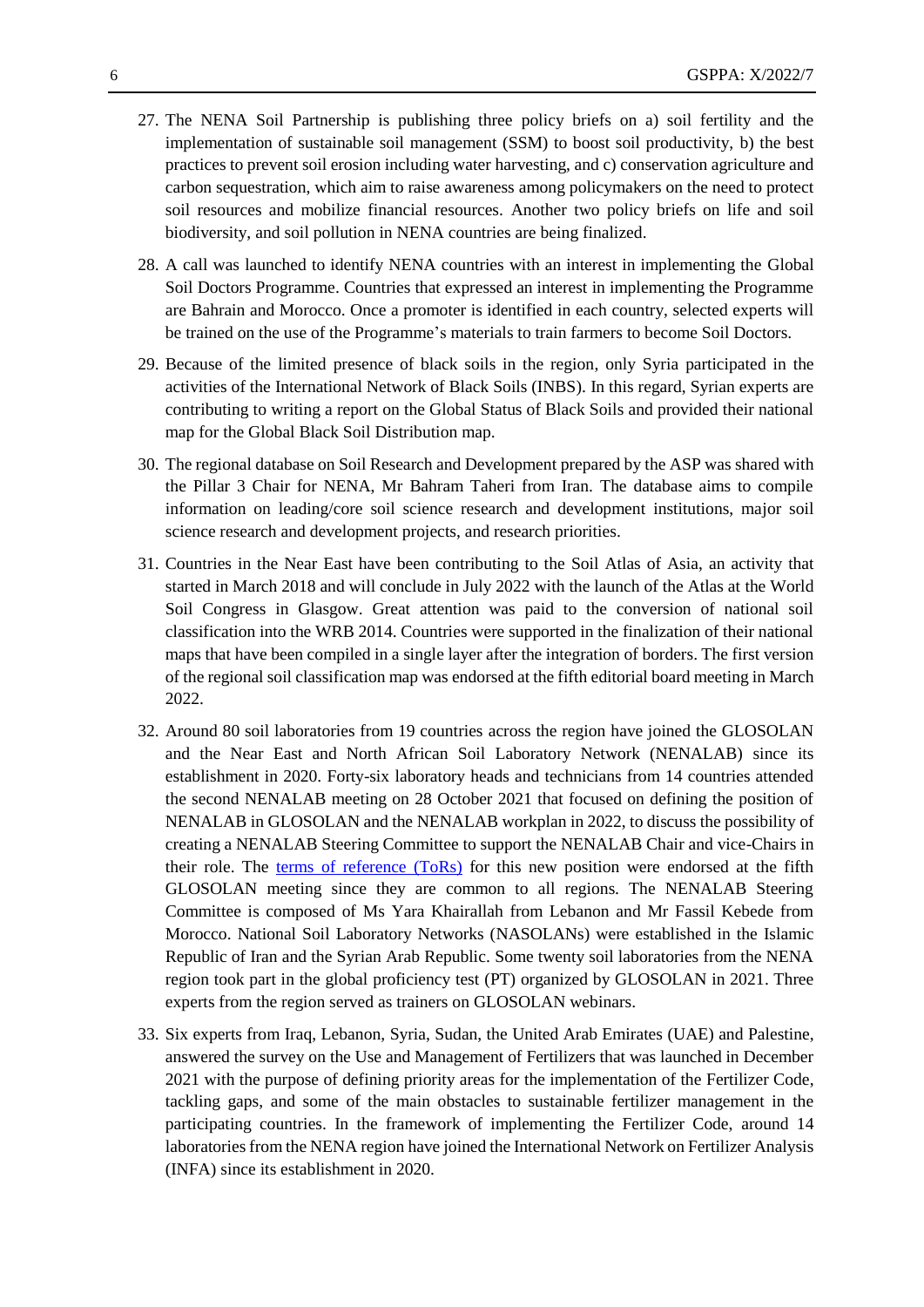27. The NENA Soil Partnership is publishing three policy briefs on a) soil fertility and the implementation of sustainable soil management (SSM) to boost soil productivity, b) the best practices to prevent soil erosion including water harvesting, and c) conservation agriculture and carbon sequestration, which aim to raise awareness among policymakers on the need to protect soil resources and mobilize financial resources. Another two policy briefs on life and soil biodiversity, and soil pollution in NENA countries are being finalized.

28. A call was launched to identify NENA countries with an interest in implementing the Global Soil Doctors Programme. Countries that expressed an interest in implementing the Programme are Bahrain and Morocco. Once a promoter is identified in each country, selected experts will be trained on the use of the Programme's materials to train farmers to become Soil Doctors.

29. Because of the limited presence of black soils in the region, only Syria participated in the activities of the International Network of Black Soils (INBS). In this regard, Syrian experts are contributing to writing a report on the Global Status of Black Soils and provided their national map for the Global Black Soil Distribution map.

30. The regional database on Soil Research and Development prepared by the ASP was shared with the Pillar 3 Chair for NENA, Mr Bahram Taheri from Iran. The database aims to compile information on leading/core soil science research and development institutions, major soil science research and development projects, and research priorities.

31. Countries in the Near East have been contributing to the Soil Atlas of Asia, an activity that started in March 2018 and will conclude in July 2022 with the launch of the Atlas at the World Soil Congress in Glasgow. Great attention was paid to the conversion of national soil classification into the WRB 2014. Countries were supported in the finalization of their national maps that have been compiled in a single layer after the integration of borders. The first version of the regional soil classification map was endorsed at the fifth editorial board meeting in March 2022.

32. Around 80 soil laboratories from 19 countries across the region have joined the GLOSOLAN and the Near East and North African Soil Laboratory Network (NENALAB) since its establishment in 2020. Forty-six laboratory heads and technicians from 14 countries attended the second NENALAB meeting on 28 October 2021 that focused on defining the position of NENALAB in GLOSOLAN and the NENALAB workplan in 2022, to discuss the possibility of creating a NENALAB Steering Committee to support the NENALAB Chair and vice-Chairs in their role. The terms of reference (ToRs) for this new position were endorsed at the fifth GLOSOLAN meeting since they are common to all regions. The NENALAB Steering Committee is composed of Ms Yara Khairallah from Lebanon and Mr Fassil Kebede from Morocco. National Soil Laboratory Networks (NASOLANs) were established in the Islamic Republic of Iran and the Syrian Arab Republic. Some twenty soil laboratories from the NENA region took part in the global proficiency test (PT) organized by GLOSOLAN in 2021. Three experts from the region served as trainers on GLOSOLAN webinars.

33. Six experts from Iraq, Lebanon, Syria, Sudan, the United Arab Emirates (UAE) and Palestine, answered the survey on the Use and Management of Fertilizers that was launched in December 2021 with the purpose of defining priority areas for the implementation of the Fertilizer Code, tackling gaps, and some of the main obstacles to sustainable fertilizer management in the participating countries. In the framework of implementing the Fertilizer Code, around 14 laboratories from the NENA region have joined the International Network on Fertilizer Analysis (INFA) since its establishment in 2020.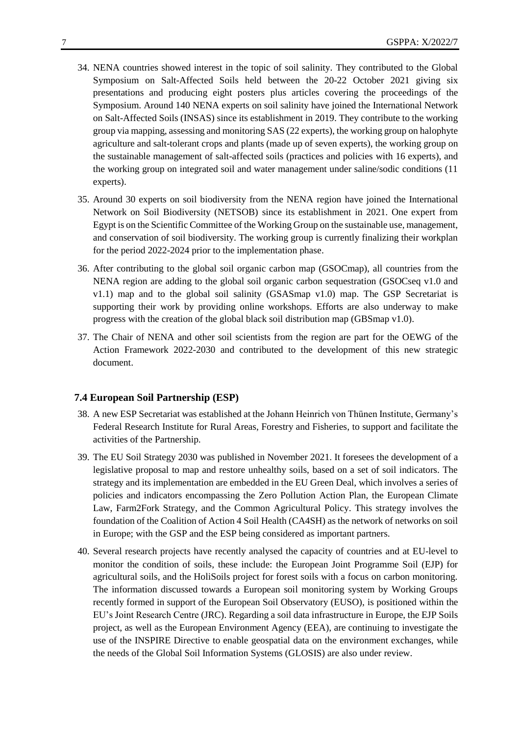34. NENA countries showed interest in the topic of soil salinity. They contributed to the Global Symposium on Salt-Affected Soils held between the 20-22 October 2021 giving six presentations and producing eight posters plus articles covering the proceedings of the Symposium. Around 140 NENA experts on soil salinity have joined the International Network on Salt-Affected Soils (INSAS) since its establishment in 2019. They contribute to the working group via mapping, assessing and monitoring SAS (22 experts), the working group on halophyte agriculture and salt-tolerant crops and plants (made up of seven experts), the working group on the sustainable management of salt-affected soils (practices and policies with 16 experts), and the working group on integrated soil and water management under saline/sodic conditions (11 experts).

35. Around 30 experts on soil biodiversity from the NENA region have joined the International Network on Soil Biodiversity (NETSOB) since its establishment in 2021. One expert from Egypt is on the Scientific Committee of the Working Group on the sustainable use, management, and conservation of soil biodiversity. The working group is currently finalizing their workplan for the period 2022-2024 prior to the implementation phase.

36. After contributing to the global soil organic carbon map (GSOCmap), all countries from the NENA region are adding to the global soil organic carbon sequestration (GSOCseq v1.0 and v1.1) map and to the global soil salinity (GSASmap v1.0) map. The GSP Secretariat is supporting their work by providing online workshops. Efforts are also underway to make progress with the creation of the global black soil distribution map (GBSmap v1.0).

37. The Chair of NENA and other soil scientists from the region are part for the OEWG of the Action Framework 2022-2030 and contributed to the development of this new strategic document.

### 7.4 European Soil Partnership (ESP)

38. A new ESP Secretariat was established at the Johann Heinrich von Thünen Institute, Germany's Federal Research Institute for Rural Areas, Forestry and Fisheries, to support and facilitate the activities of the Partnership.

39. The EU Soil Strategy 2030 was published in November 2021. It foresees the development of a legislative proposal to map and restore unhealthy soils, based on a set of soil indicators. The strategy and its implementation are embedded in the EU Green Deal, which involves a series of policies and indicators encompassing the Zero Pollution Action Plan, the European Climate Law, Farm2Fork Strategy, and the Common Agricultural Policy. This strategy involves the foundation of the Coalition of Action 4 Soil Health (CA4SH) as the network of networks on soil in Europe; with the GSP and the ESP being considered as important partners.

40. Several research projects have recently analysed the capacity of countries and at EU-level to monitor the condition of soils, these include: the European Joint Programme Soil (EJP) for agricultural soils, and the HoliSoils project for forest soils with a focus on carbon monitoring. The information discussed towards a European soil monitoring system by Working Groups recently formed in support of the European Soil Observatory (EUSO), is positioned within the EU's Joint Research Centre (JRC). Regarding a soil data infrastructure in Europe, the EJP Soils project, as well as the European Environment Agency (EEA), are continuing to investigate the use of the INSPIRE Directive to enable geospatial data on the environment exchanges, while the needs of the Global Soil Information Systems (GLOSIS) are also under review.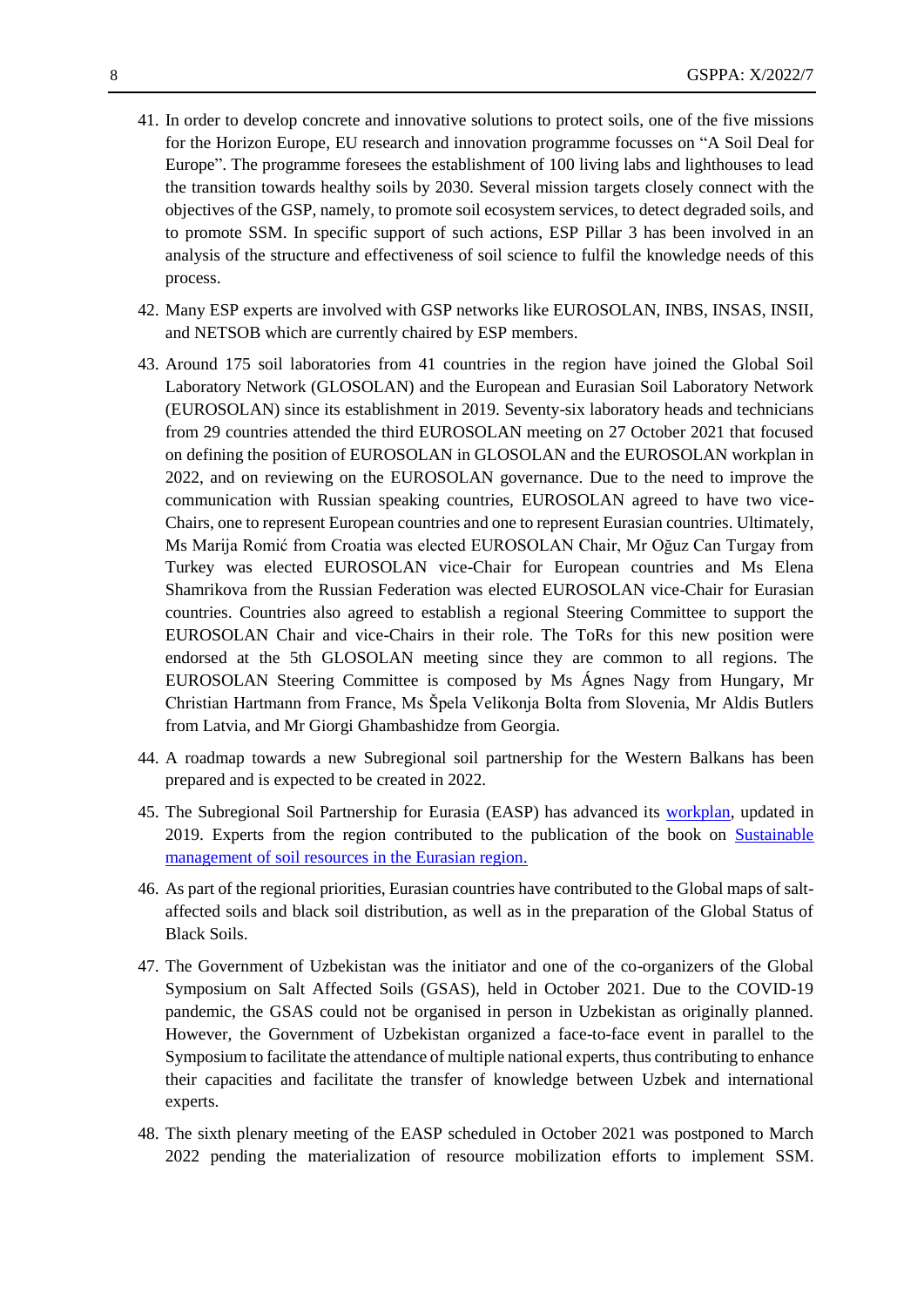41. In order to develop concrete and innovative solutions to protect soils, one of the five missions for the Horizon Europe, EU research and innovation programme focusses on "A Soil Deal for Europe". The programme foresees the establishment of 100 living labs and lighthouses to lead the transition towards healthy soils by 2030. Several mission targets closely connect with the objectives of the GSP, namely, to promote soil ecosystem services, to detect degraded soils, and to promote SSM. In specific support of such actions, ESP Pillar 3 has been involved in an analysis of the structure and effectiveness of soil science to fulfil the knowledge needs of this process.

42. Many ESP experts are involved with GSP networks like EUROSOLAN, INBS, INSAS, INSII, and NETSOB which are currently chaired by ESP members.

43. Around 175 soil laboratories from 41 countries in the region have joined the Global Soil Laboratory Network (GLOSOLAN) and the European and Eurasian Soil Laboratory Network (EUROSOLAN) since its establishment in 2019. Seventy-six laboratory heads and technicians from 29 countries attended the third EUROSOLAN meeting on 27 October 2021 that focused on defining the position of EUROSOLAN in GLOSOLAN and the EUROSOLAN workplan in 2022, and on reviewing on the EUROSOLAN governance. Due to the need to improve the communication with Russian speaking countries, EUROSOLAN agreed to have two vice-Chairs, one to represent European countries and one to represent Eurasian countries. Ultimately, Ms Marija Romić from Croatia was elected EUROSOLAN Chair, Mr Oğuz Can Turgay from Turkey was elected EUROSOLAN vice-Chair for European countries and Ms Elena Shamrikova from the Russian Federation was elected EUROSOLAN vice-Chair for Eurasian countries. Countries also agreed to establish a regional Steering Committee to support the EUROSOLAN Chair and vice-Chairs in their role. The ToRs for this new position were endorsed at the 5th GLOSOLAN meeting since they are common to all regions. The EUROSOLAN Steering Committee is composed by Ms Ágnes Nagy from Hungary, Mr Christian Hartmann from France, Ms Špela Velikonja Bolta from Slovenia, Mr Aldis Butlers from Latvia, and Mr Giorgi Ghambashidze from Georgia.

44. A roadmap towards a new Subregional soil partnership for the Western Balkans has been prepared and is expected to be created in 2022.

45. The Subregional Soil Partnership for Eurasia (EASP) has advanced its workplan, updated in 2019. Experts from the region contributed to the publication of the book on Sustainable management of soil resources in the Eurasian region.

46. As part of the regional priorities, Eurasian countries have contributed to the Global maps of salt-affected soils and black soil distribution, as well as in the preparation of the Global Status of Black Soils.

47. The Government of Uzbekistan was the initiator and one of the co-organizers of the Global Symposium on Salt Affected Soils (GSAS), held in October 2021. Due to the COVID-19 pandemic, the GSAS could not be organised in person in Uzbekistan as originally planned. However, the Government of Uzbekistan organized a face-to-face event in parallel to the Symposium to facilitate the attendance of multiple national experts, thus contributing to enhance their capacities and facilitate the transfer of knowledge between Uzbek and international experts.

48. The sixth plenary meeting of the EASP scheduled in October 2021 was postponed to March 2022 pending the materialization of resource mobilization efforts to implement SSM.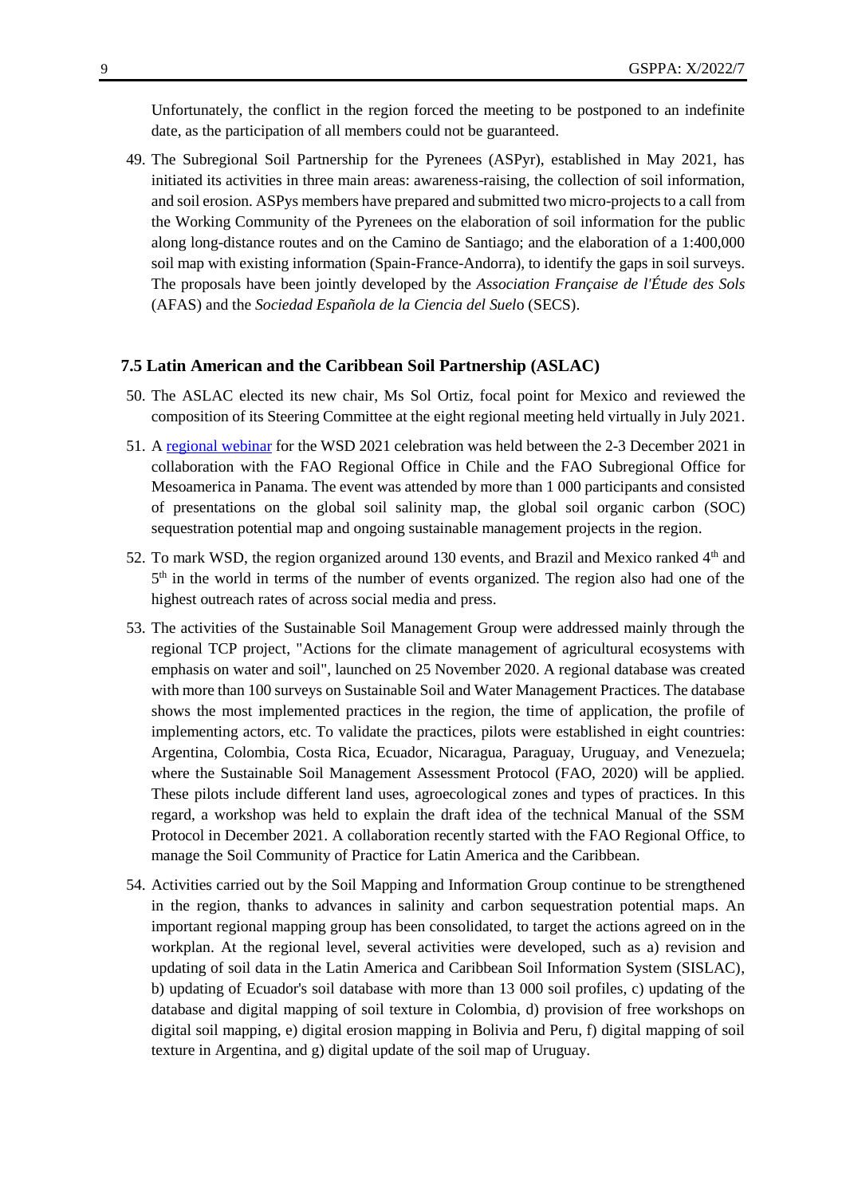Unfortunately, the conflict in the region forced the meeting to be postponed to an indefinite date, as the participation of all members could not be guaranteed.

49. The Subregional Soil Partnership for the Pyrenees (ASPyr), established in May 2021, has initiated its activities in three main areas: awareness-raising, the collection of soil information, and soil erosion. ASPys members have prepared and submitted two micro-projects to a call from the Working Community of the Pyrenees on the elaboration of soil information for the public along long-distance routes and on the Camino de Santiago; and the elaboration of a 1:400,000 soil map with existing information (Spain-France-Andorra), to identify the gaps in soil surveys. The proposals have been jointly developed by the *Association Française de l'Étude des Sols* (AFAS) and the *Sociedad Española de la Ciencia del Suel*o (SECS).

### 7.5 Latin American and the Caribbean Soil Partnership (ASLAC)

50. The ASLAC elected its new chair, Ms Sol Ortiz, focal point for Mexico and reviewed the composition of its Steering Committee at the eight regional meeting held virtually in July 2021.

51. A regional webinar for the WSD 2021 celebration was held between the 2-3 December 2021 in collaboration with the FAO Regional Office in Chile and the FAO Subregional Office for Mesoamerica in Panama. The event was attended by more than 1 000 participants and consisted of presentations on the global soil salinity map, the global soil organic carbon (SOC) sequestration potential map and ongoing sustainable management projects in the region.

52. To mark WSD, the region organized around 130 events, and Brazil and Mexico ranked 4th and 5th in the world in terms of the number of events organized. The region also had one of the highest outreach rates of across social media and press.

53. The activities of the Sustainable Soil Management Group were addressed mainly through the regional TCP project, "Actions for the climate management of agricultural ecosystems with emphasis on water and soil", launched on 25 November 2020. A regional database was created with more than 100 surveys on Sustainable Soil and Water Management Practices. The database shows the most implemented practices in the region, the time of application, the profile of implementing actors, etc. To validate the practices, pilots were established in eight countries: Argentina, Colombia, Costa Rica, Ecuador, Nicaragua, Paraguay, Uruguay, and Venezuela; where the Sustainable Soil Management Assessment Protocol (FAO, 2020) will be applied. These pilots include different land uses, agroecological zones and types of practices. In this regard, a workshop was held to explain the draft idea of the technical Manual of the SSM Protocol in December 2021. A collaboration recently started with the FAO Regional Office, to manage the Soil Community of Practice for Latin America and the Caribbean.

54. Activities carried out by the Soil Mapping and Information Group continue to be strengthened in the region, thanks to advances in salinity and carbon sequestration potential maps. An important regional mapping group has been consolidated, to target the actions agreed on in the workplan. At the regional level, several activities were developed, such as a) revision and updating of soil data in the Latin America and Caribbean Soil Information System (SISLAC), b) updating of Ecuador's soil database with more than 13 000 soil profiles, c) updating of the database and digital mapping of soil texture in Colombia, d) provision of free workshops on digital soil mapping, e) digital erosion mapping in Bolivia and Peru, f) digital mapping of soil texture in Argentina, and g) digital update of the soil map of Uruguay.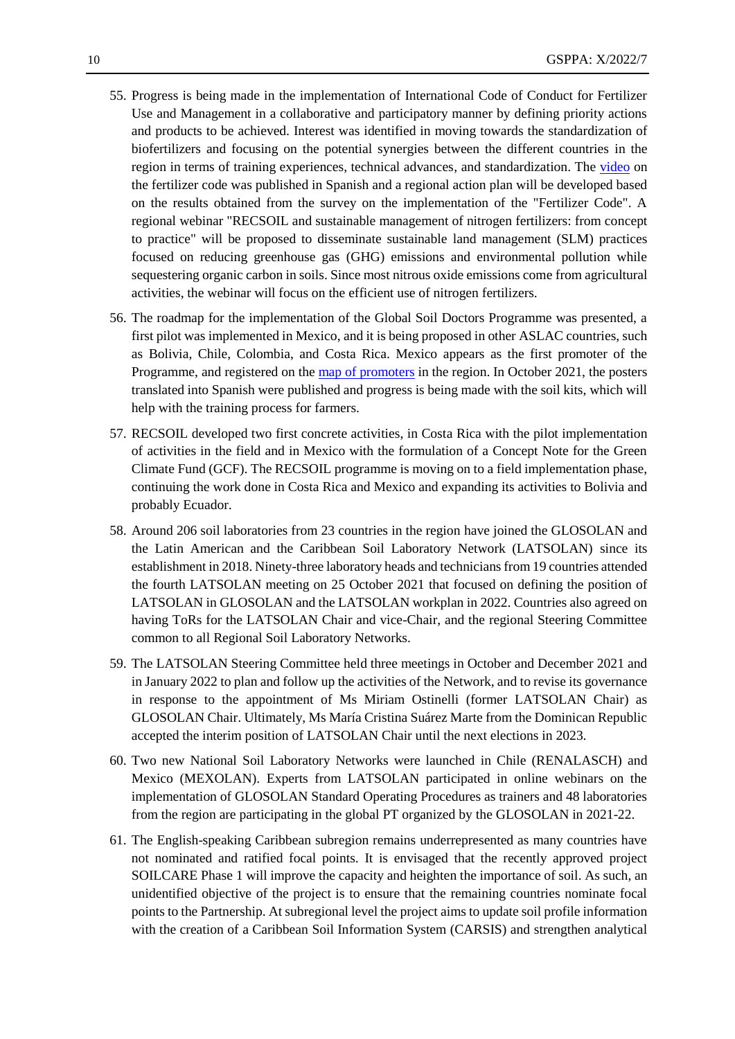55. Progress is being made in the implementation of International Code of Conduct for Fertilizer Use and Management in a collaborative and participatory manner by defining priority actions and products to be achieved. Interest was identified in moving towards the standardization of biofertilizers and focusing on the potential synergies between the different countries in the region in terms of training experiences, technical advances, and standardization. The video on the fertilizer code was published in Spanish and a regional action plan will be developed based on the results obtained from the survey on the implementation of the "Fertilizer Code". A regional webinar "RECSOIL and sustainable management of nitrogen fertilizers: from concept to practice" will be proposed to disseminate sustainable land management (SLM) practices focused on reducing greenhouse gas (GHG) emissions and environmental pollution while sequestering organic carbon in soils. Since most nitrous oxide emissions come from agricultural activities, the webinar will focus on the efficient use of nitrogen fertilizers.

56. The roadmap for the implementation of the Global Soil Doctors Programme was presented, a first pilot was implemented in Mexico, and it is being proposed in other ASLAC countries, such as Bolivia, Chile, Colombia, and Costa Rica. Mexico appears as the first promoter of the Programme, and registered on the map of promoters in the region. In October 2021, the posters translated into Spanish were published and progress is being made with the soil kits, which will help with the training process for farmers.

57. RECSOIL developed two first concrete activities, in Costa Rica with the pilot implementation of activities in the field and in Mexico with the formulation of a Concept Note for the Green Climate Fund (GCF). The RECSOIL programme is moving on to a field implementation phase, continuing the work done in Costa Rica and Mexico and expanding its activities to Bolivia and probably Ecuador.

58. Around 206 soil laboratories from 23 countries in the region have joined the GLOSOLAN and the Latin American and the Caribbean Soil Laboratory Network (LATSOLAN) since its establishment in 2018. Ninety-three laboratory heads and technicians from 19 countries attended the fourth LATSOLAN meeting on 25 October 2021 that focused on defining the position of LATSOLAN in GLOSOLAN and the LATSOLAN workplan in 2022. Countries also agreed on having ToRs for the LATSOLAN Chair and vice-Chair, and the regional Steering Committee common to all Regional Soil Laboratory Networks.

59. The LATSOLAN Steering Committee held three meetings in October and December 2021 and in January 2022 to plan and follow up the activities of the Network, and to revise its governance in response to the appointment of Ms Miriam Ostinelli (former LATSOLAN Chair) as GLOSOLAN Chair. Ultimately, Ms María Cristina Suárez Marte from the Dominican Republic accepted the interim position of LATSOLAN Chair until the next elections in 2023.

60. Two new National Soil Laboratory Networks were launched in Chile (RENALASCH) and Mexico (MEXOLAN). Experts from LATSOLAN participated in online webinars on the implementation of GLOSOLAN Standard Operating Procedures as trainers and 48 laboratories from the region are participating in the global PT organized by the GLOSOLAN in 2021-22.

61. The English-speaking Caribbean subregion remains underrepresented as many countries have not nominated and ratified focal points. It is envisaged that the recently approved project SOILCARE Phase 1 will improve the capacity and heighten the importance of soil. As such, an unidentified objective of the project is to ensure that the remaining countries nominate focal points to the Partnership. At subregional level the project aims to update soil profile information with the creation of a Caribbean Soil Information System (CARSIS) and strengthen analytical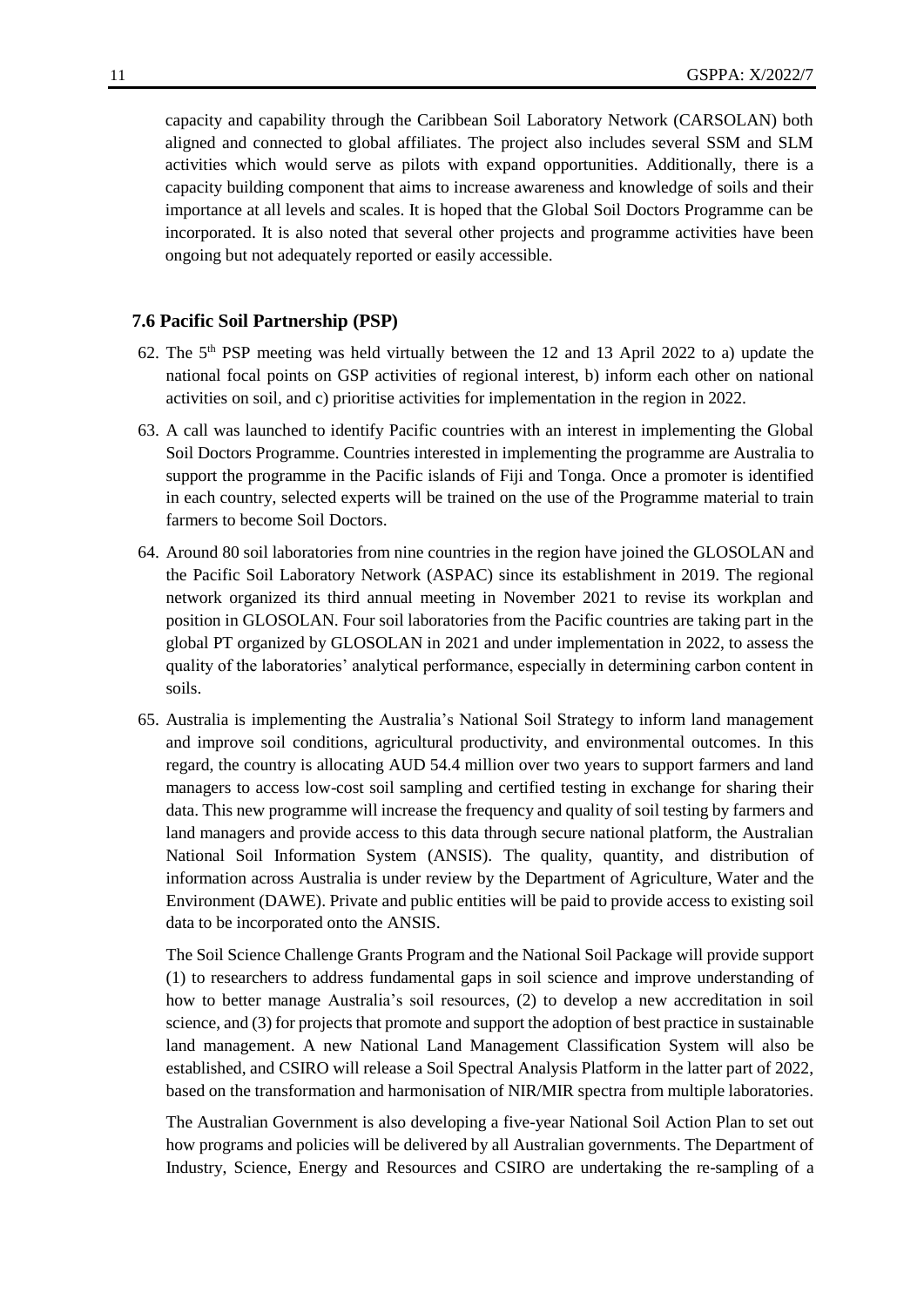capacity and capability through the Caribbean Soil Laboratory Network (CARSOLAN) both aligned and connected to global affiliates. The project also includes several SSM and SLM activities which would serve as pilots with expand opportunities. Additionally, there is a capacity building component that aims to increase awareness and knowledge of soils and their importance at all levels and scales. It is hoped that the Global Soil Doctors Programme can be incorporated. It is also noted that several other projects and programme activities have been ongoing but not adequately reported or easily accessible.

### 7.6 Pacific Soil Partnership (PSP)

62. The 5th PSP meeting was held virtually between the 12 and 13 April 2022 to a) update the national focal points on GSP activities of regional interest, b) inform each other on national activities on soil, and c) prioritise activities for implementation in the region in 2022.

63. A call was launched to identify Pacific countries with an interest in implementing the Global Soil Doctors Programme. Countries interested in implementing the programme are Australia to support the programme in the Pacific islands of Fiji and Tonga. Once a promoter is identified in each country, selected experts will be trained on the use of the Programme material to train farmers to become Soil Doctors.

64. Around 80 soil laboratories from nine countries in the region have joined the GLOSOLAN and the Pacific Soil Laboratory Network (ASPAC) since its establishment in 2019. The regional network organized its third annual meeting in November 2021 to revise its workplan and position in GLOSOLAN. Four soil laboratories from the Pacific countries are taking part in the global PT organized by GLOSOLAN in 2021 and under implementation in 2022, to assess the quality of the laboratories' analytical performance, especially in determining carbon content in soils.

65. Australia is implementing the Australia's National Soil Strategy to inform land management and improve soil conditions, agricultural productivity, and environmental outcomes. In this regard, the country is allocating AUD 54.4 million over two years to support farmers and land managers to access low-cost soil sampling and certified testing in exchange for sharing their data. This new programme will increase the frequency and quality of soil testing by farmers and land managers and provide access to this data through secure national platform, the Australian National Soil Information System (ANSIS). The quality, quantity, and distribution of information across Australia is under review by the Department of Agriculture, Water and the Environment (DAWE). Private and public entities will be paid to provide access to existing soil data to be incorporated onto the ANSIS.

    The Soil Science Challenge Grants Program and the National Soil Package will provide support (1) to researchers to address fundamental gaps in soil science and improve understanding of how to better manage Australia's soil resources, (2) to develop a new accreditation in soil science, and (3) for projects that promote and support the adoption of best practice in sustainable land management. A new National Land Management Classification System will also be established, and CSIRO will release a Soil Spectral Analysis Platform in the latter part of 2022, based on the transformation and harmonisation of NIR/MIR spectra from multiple laboratories.

    The Australian Government is also developing a five-year National Soil Action Plan to set out how programs and policies will be delivered by all Australian governments. The Department of Industry, Science, Energy and Resources and CSIRO are undertaking the re-sampling of a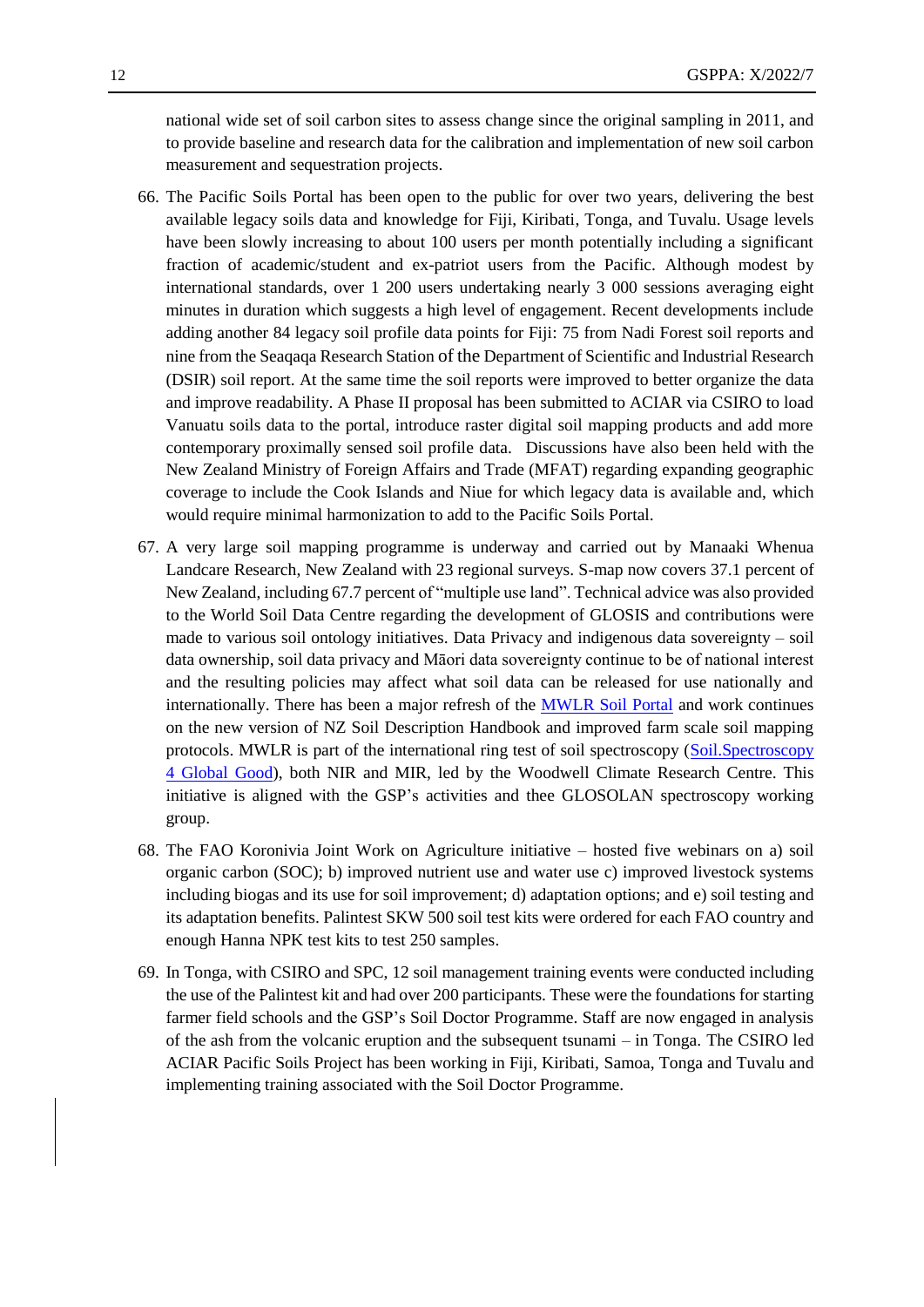national wide set of soil carbon sites to assess change since the original sampling in 2011, and to provide baseline and research data for the calibration and implementation of new soil carbon measurement and sequestration projects.

66. The Pacific Soils Portal has been open to the public for over two years, delivering the best available legacy soils data and knowledge for Fiji, Kiribati, Tonga, and Tuvalu. Usage levels have been slowly increasing to about 100 users per month potentially including a significant fraction of academic/student and ex-patriot users from the Pacific. Although modest by international standards, over 1 200 users undertaking nearly 3 000 sessions averaging eight minutes in duration which suggests a high level of engagement. Recent developments include adding another 84 legacy soil profile data points for Fiji: 75 from Nadi Forest soil reports and nine from the Seaqaqa Research Station of the Department of Scientific and Industrial Research (DSIR) soil report. At the same time the soil reports were improved to better organize the data and improve readability. A Phase II proposal has been submitted to ACIAR via CSIRO to load Vanuatu soils data to the portal, introduce raster digital soil mapping products and add more contemporary proximally sensed soil profile data. Discussions have also been held with the New Zealand Ministry of Foreign Affairs and Trade (MFAT) regarding expanding geographic coverage to include the Cook Islands and Niue for which legacy data is available and, which would require minimal harmonization to add to the Pacific Soils Portal.

67. A very large soil mapping programme is underway and carried out by Manaaki Whenua Landcare Research, New Zealand with 23 regional surveys. S-map now covers 37.1 percent of New Zealand, including 67.7 percent of "multiple use land". Technical advice was also provided to the World Soil Data Centre regarding the development of GLOSIS and contributions were made to various soil ontology initiatives. Data Privacy and indigenous data sovereignty – soil data ownership, soil data privacy and Māori data sovereignty continue to be of national interest and the resulting policies may affect what soil data can be released for use nationally and internationally. There has been a major refresh of the MWLR Soil Portal and work continues on the new version of NZ Soil Description Handbook and improved farm scale soil mapping protocols. MWLR is part of the international ring test of soil spectroscopy (Soil.Spectroscopy 4 Global Good), both NIR and MIR, led by the Woodwell Climate Research Centre. This initiative is aligned with the GSP's activities and thee GLOSOLAN spectroscopy working group.

68. The FAO Koronivia Joint Work on Agriculture initiative – hosted five webinars on a) soil organic carbon (SOC); b) improved nutrient use and water use c) improved livestock systems including biogas and its use for soil improvement; d) adaptation options; and e) soil testing and its adaptation benefits. Palintest SKW 500 soil test kits were ordered for each FAO country and enough Hanna NPK test kits to test 250 samples.

69. In Tonga, with CSIRO and SPC, 12 soil management training events were conducted including the use of the Palintest kit and had over 200 participants. These were the foundations for starting farmer field schools and the GSP's Soil Doctor Programme. Staff are now engaged in analysis of the ash from the volcanic eruption and the subsequent tsunami – in Tonga. The CSIRO led ACIAR Pacific Soils Project has been working in Fiji, Kiribati, Samoa, Tonga and Tuvalu and implementing training associated with the Soil Doctor Programme.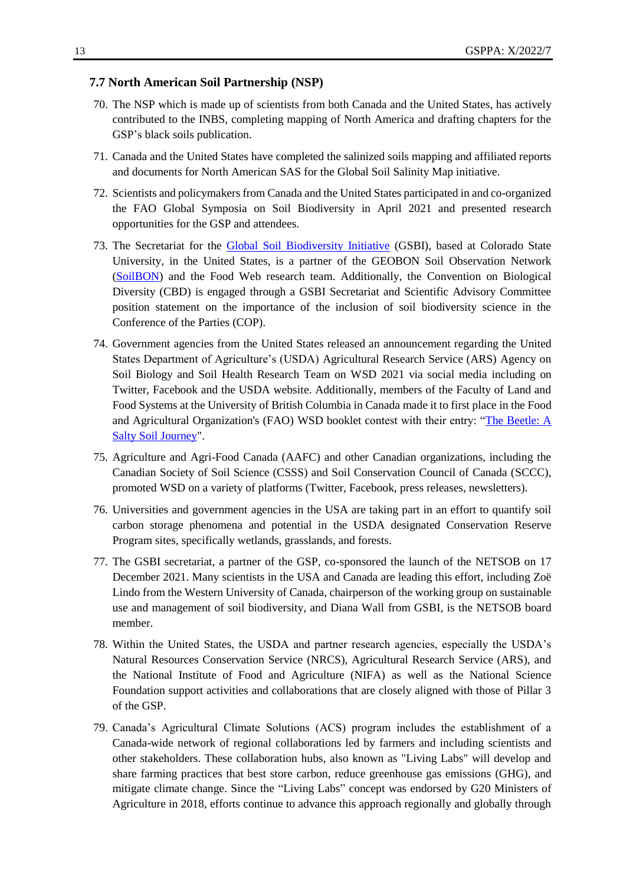### 7.7 North American Soil Partnership (NSP)

70. The NSP which is made up of scientists from both Canada and the United States, has actively contributed to the INBS, completing mapping of North America and drafting chapters for the GSP's black soils publication.

71. Canada and the United States have completed the salinized soils mapping and affiliated reports and documents for North American SAS for the Global Soil Salinity Map initiative.

72. Scientists and policymakers from Canada and the United States participated in and co-organized the FAO Global Symposia on Soil Biodiversity in April 2021 and presented research opportunities for the GSP and attendees.

73. The Secretariat for the Global Soil Biodiversity Initiative (GSBI), based at Colorado State University, in the United States, is a partner of the GEOBON Soil Observation Network (SoilBON) and the Food Web research team. Additionally, the Convention on Biological Diversity (CBD) is engaged through a GSBI Secretariat and Scientific Advisory Committee position statement on the importance of the inclusion of soil biodiversity science in the Conference of the Parties (COP).

74. Government agencies from the United States released an announcement regarding the United States Department of Agriculture's (USDA) Agricultural Research Service (ARS) Agency on Soil Biology and Soil Health Research Team on WSD 2021 via social media including on Twitter, Facebook and the USDA website. Additionally, members of the Faculty of Land and Food Systems at the University of British Columbia in Canada made it to first place in the Food and Agricultural Organization's (FAO) WSD booklet contest with their entry: "The Beetle: A Salty Soil Journey".

75. Agriculture and Agri-Food Canada (AAFC) and other Canadian organizations, including the Canadian Society of Soil Science (CSSS) and Soil Conservation Council of Canada (SCCC), promoted WSD on a variety of platforms (Twitter, Facebook, press releases, newsletters).

76. Universities and government agencies in the USA are taking part in an effort to quantify soil carbon storage phenomena and potential in the USDA designated Conservation Reserve Program sites, specifically wetlands, grasslands, and forests.

77. The GSBI secretariat, a partner of the GSP, co-sponsored the launch of the NETSOB on 17 December 2021. Many scientists in the USA and Canada are leading this effort, including Zoë Lindo from the Western University of Canada, chairperson of the working group on sustainable use and management of soil biodiversity, and Diana Wall from GSBI, is the NETSOB board member.

78. Within the United States, the USDA and partner research agencies, especially the USDA's Natural Resources Conservation Service (NRCS), Agricultural Research Service (ARS), and the National Institute of Food and Agriculture (NIFA) as well as the National Science Foundation support activities and collaborations that are closely aligned with those of Pillar 3 of the GSP.

79. Canada's Agricultural Climate Solutions (ACS) program includes the establishment of a Canada-wide network of regional collaborations led by farmers and including scientists and other stakeholders. These collaboration hubs, also known as "Living Labs" will develop and share farming practices that best store carbon, reduce greenhouse gas emissions (GHG), and mitigate climate change. Since the "Living Labs" concept was endorsed by G20 Ministers of Agriculture in 2018, efforts continue to advance this approach regionally and globally through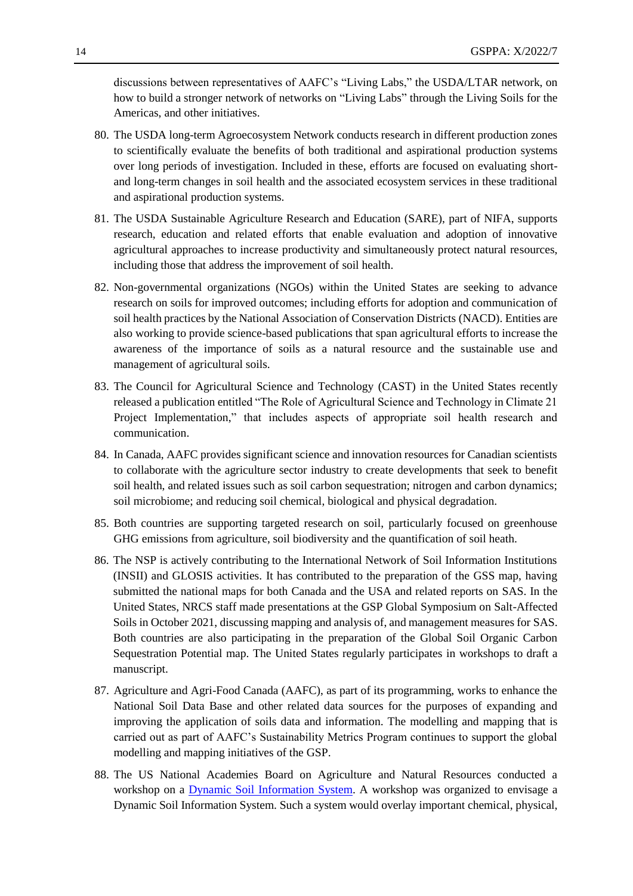discussions between representatives of AAFC's "Living Labs," the USDA/LTAR network, on how to build a stronger network of networks on "Living Labs" through the Living Soils for the Americas, and other initiatives.

80. The USDA long-term Agroecosystem Network conducts research in different production zones to scientifically evaluate the benefits of both traditional and aspirational production systems over long periods of investigation. Included in these, efforts are focused on evaluating short- and long-term changes in soil health and the associated ecosystem services in these traditional and aspirational production systems.

81. The USDA Sustainable Agriculture Research and Education (SARE), part of NIFA, supports research, education and related efforts that enable evaluation and adoption of innovative agricultural approaches to increase productivity and simultaneously protect natural resources, including those that address the improvement of soil health.

82. Non-governmental organizations (NGOs) within the United States are seeking to advance research on soils for improved outcomes; including efforts for adoption and communication of soil health practices by the National Association of Conservation Districts (NACD). Entities are also working to provide science-based publications that span agricultural efforts to increase the awareness of the importance of soils as a natural resource and the sustainable use and management of agricultural soils.

83. The Council for Agricultural Science and Technology (CAST) in the United States recently released a publication entitled "The Role of Agricultural Science and Technology in Climate 21 Project Implementation," that includes aspects of appropriate soil health research and communication.

84. In Canada, AAFC provides significant science and innovation resources for Canadian scientists to collaborate with the agriculture sector industry to create developments that seek to benefit soil health, and related issues such as soil carbon sequestration; nitrogen and carbon dynamics; soil microbiome; and reducing soil chemical, biological and physical degradation.

85. Both countries are supporting targeted research on soil, particularly focused on greenhouse GHG emissions from agriculture, soil biodiversity and the quantification of soil heath.

86. The NSP is actively contributing to the International Network of Soil Information Institutions (INSII) and GLOSIS activities. It has contributed to the preparation of the GSS map, having submitted the national maps for both Canada and the USA and related reports on SAS. In the United States, NRCS staff made presentations at the GSP Global Symposium on Salt-Affected Soils in October 2021, discussing mapping and analysis of, and management measures for SAS. Both countries are also participating in the preparation of the Global Soil Organic Carbon Sequestration Potential map. The United States regularly participates in workshops to draft a manuscript.

87. Agriculture and Agri-Food Canada (AAFC), as part of its programming, works to enhance the National Soil Data Base and other related data sources for the purposes of expanding and improving the application of soils data and information. The modelling and mapping that is carried out as part of AAFC's Sustainability Metrics Program continues to support the global modelling and mapping initiatives of the GSP.

88. The US National Academies Board on Agriculture and Natural Resources conducted a workshop on a Dynamic Soil Information System. A workshop was organized to envisage a Dynamic Soil Information System. Such a system would overlay important chemical, physical,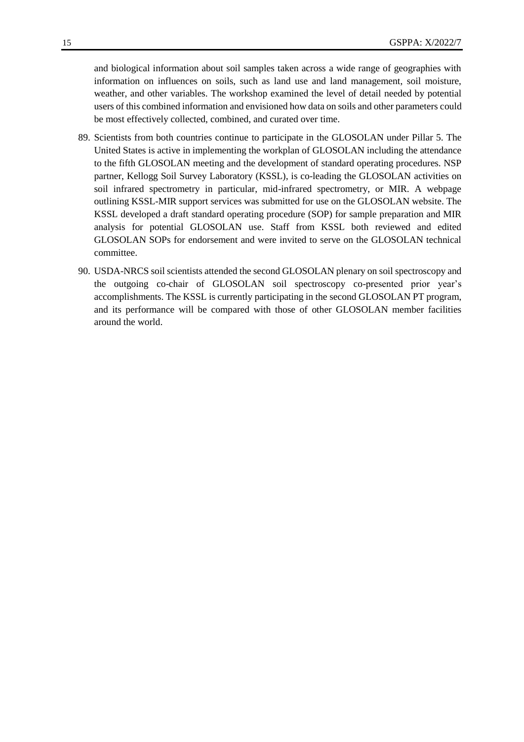and biological information about soil samples taken across a wide range of geographies with information on influences on soils, such as land use and land management, soil moisture, weather, and other variables. The workshop examined the level of detail needed by potential users of this combined information and envisioned how data on soils and other parameters could be most effectively collected, combined, and curated over time.

89. Scientists from both countries continue to participate in the GLOSOLAN under Pillar 5. The United States is active in implementing the workplan of GLOSOLAN including the attendance to the fifth GLOSOLAN meeting and the development of standard operating procedures. NSP partner, Kellogg Soil Survey Laboratory (KSSL), is co-leading the GLOSOLAN activities on soil infrared spectrometry in particular, mid-infrared spectrometry, or MIR. A webpage outlining KSSL-MIR support services was submitted for use on the GLOSOLAN website. The KSSL developed a draft standard operating procedure (SOP) for sample preparation and MIR analysis for potential GLOSOLAN use. Staff from KSSL both reviewed and edited GLOSOLAN SOPs for endorsement and were invited to serve on the GLOSOLAN technical committee.

90. USDA-NRCS soil scientists attended the second GLOSOLAN plenary on soil spectroscopy and the outgoing co-chair of GLOSOLAN soil spectroscopy co-presented prior year's accomplishments. The KSSL is currently participating in the second GLOSOLAN PT program, and its performance will be compared with those of other GLOSOLAN member facilities around the world.